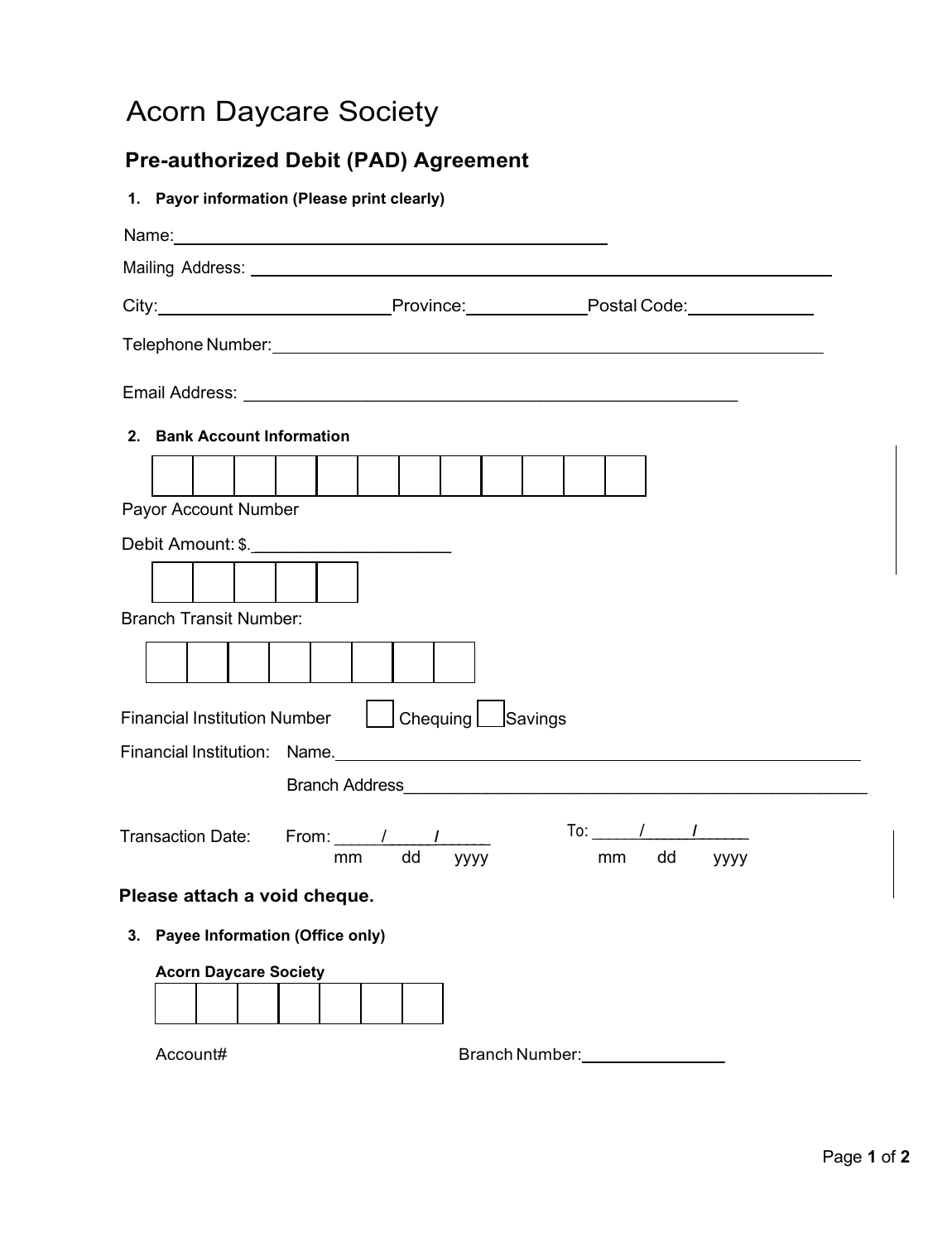# Acorn Daycare Society

## Pre-authorized Debit (PAD) Agreement

**1. Payor information (Please print clearly)**

Name: ______________________________

Mailing Address: ______________________________

City: ______________ Province: __________ Postal Code: __________

Telephone Number: ______________________________

Email Address: ______________________________

**2. Bank Account Information**

| | | | | | | | | | | | |
|---|---|---|---|---|---|---|---|---|---|---|---|
| | | | | | | | | | | | |

Payor Account Number

Debit Amount: $.____________________

| | | | | |
|---|---|---|---|---|
| | | | | |

Branch Transit Number:

| | | | | | | | |
|---|---|---|---|---|---|---|---|
| | | | | | | | |

Financial Institution Number ☐ Chequing ☐ Savings

Financial Institution: Name. ______________________________

Branch Address ______________________________

Transaction Date: From: _____/_____/______ To: _____/_____/______
mm dd yyyy mm dd yyyy

**Please attach a void cheque.**

**3. Payee Information (Office only)**

**Acorn Daycare Society**

| | | | | | | |
|---|---|---|---|---|---|---|
| | | | | | | |

Account# Branch Number: ______________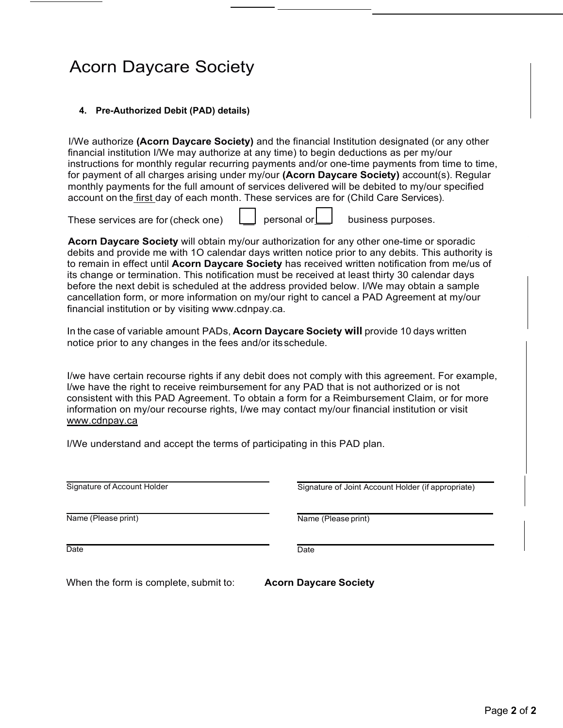# Acorn Daycare Society

**4. Pre-Authorized Debit (PAD) details)**

I/We authorize **(Acorn Daycare Society)** and the financial Institution designated (or any other financial institution I/We may authorize at any time) to begin deductions as per my/our instructions for monthly regular recurring payments and/or one-time payments from time to time, for payment of all charges arising under my/our **(Acorn Daycare Society)** account(s). Regular monthly payments for the full amount of services delivered will be debited to my/our specified account on the first day of each month. These services are for (Child Care Services).

These services are for (check one) ☐ personal or ☐ business purposes.

**Acorn Daycare Society** will obtain my/our authorization for any other one-time or sporadic debits and provide me with 1O calendar days written notice prior to any debits. This authority is to remain in effect until **Acorn Daycare Society** has received written notification from me/us of its change or termination. This notification must be received at least thirty 30 calendar days before the next debit is scheduled at the address provided below. I/We may obtain a sample cancellation form, or more information on my/our right to cancel a PAD Agreement at my/our financial institution or by visiting www.cdnpay.ca.

In the case of variable amount PADs, **Acorn Daycare Society will** provide 10 days written notice prior to any changes in the fees and/or its schedule.

I/we have certain recourse rights if any debit does not comply with this agreement. For example, I/we have the right to receive reimbursement for any PAD that is not authorized or is not consistent with this PAD Agreement. To obtain a form for a Reimbursement Claim, or for more information on my/our recourse rights, I/we may contact my/our financial institution or visit www.cdnpay.ca

I/We understand and accept the terms of participating in this PAD plan.

| | |
|---|---|
| Signature of Account Holder | Signature of Joint Account Holder (if appropriate) |
| Name (Please print) | Name (Please print) |
| Date | Date |

When the form is complete, submit to: **Acorn Daycare Society**